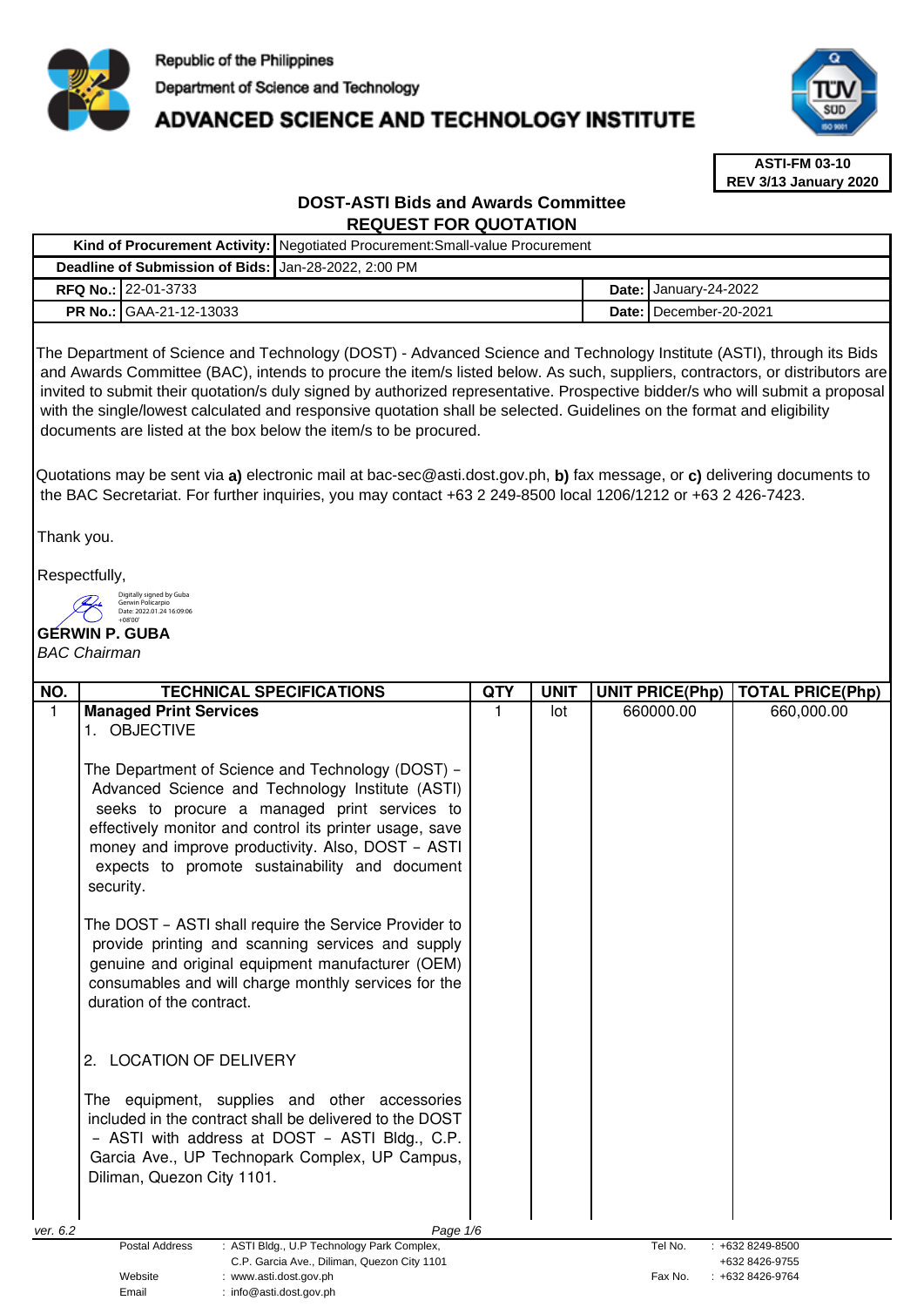Republic of the Philippines

Department of Science and Technology

# ADVANCED SCIENCE AND TECHNOLOGY INSTITUTE

**ASTI-FM 03-10**
**REV 3/13 January 2020**

## DOST-ASTI Bids and Awards Committee
## REQUEST FOR QUOTATION

| | | | |
|---|---|---|---|
| **Kind of Procurement Activity:** | Negotiated Procurement:Small-value Procurement | | |
| **Deadline of Submission of Bids:** | Jan-28-2022, 2:00 PM | | |
| **RFQ No.:** | 22-01-3733 | **Date:** | January-24-2022 |
| **PR No.:** | GAA-21-12-13033 | **Date:** | December-20-2021 |

The Department of Science and Technology (DOST) - Advanced Science and Technology Institute (ASTI), through its Bids and Awards Committee (BAC), intends to procure the item/s listed below. As such, suppliers, contractors, or distributors are invited to submit their quotation/s duly signed by authorized representative. Prospective bidder/s who will submit a proposal with the single/lowest calculated and responsive quotation shall be selected. Guidelines on the format and eligibility documents are listed at the box below the item/s to be procured.

Quotations may be sent via **a)** electronic mail at bac-sec@asti.dost.gov.ph, **b)** fax message, or **c)** delivering documents to the BAC Secretariat. For further inquiries, you may contact +63 2 249-8500 local 1206/1212 or +63 2 426-7423.

Thank you.

Respectfully,

Digitally signed by Guba Gerwin Policarpio
Date: 2022.01.24 16:09:06 +08'00'

**GERWIN P. GUBA**
*BAC Chairman*

| NO. | TECHNICAL SPECIFICATIONS | QTY | UNIT | UNIT PRICE(Php) | TOTAL PRICE(Php) |
|---|---|---|---|---|---|
| 1 | **Managed Print Services**<br>1. OBJECTIVE<br><br>The Department of Science and Technology (DOST) – Advanced Science and Technology Institute (ASTI) seeks to procure a managed print services to effectively monitor and control its printer usage, save money and improve productivity. Also, DOST – ASTI expects to promote sustainability and document security.<br><br>The DOST – ASTI shall require the Service Provider to provide printing and scanning services and supply genuine and original equipment manufacturer (OEM) consumables and will charge monthly services for the duration of the contract.<br><br>2. LOCATION OF DELIVERY<br><br>The equipment, supplies and other accessories included in the contract shall be delivered to the DOST – ASTI with address at DOST – ASTI Bldg., C.P. Garcia Ave., UP Technopark Complex, UP Campus, Diliman, Quezon City 1101. | 1 | lot | 660000.00 | 660,000.00 |

ver. 6.2

| | | | |
|---|---|---|---|
| Postal Address | : ASTI Bldg., U.P Technology Park Complex, C.P. Garcia Ave., Diliman, Quezon City 1101 | Tel No. | : +632 8249-8500<br>+632 8426-9755 |
| Website | : www.asti.dost.gov.ph | Fax No. | : +632 8426-9764 |
| Email | : info@asti.dost.gov.ph | | |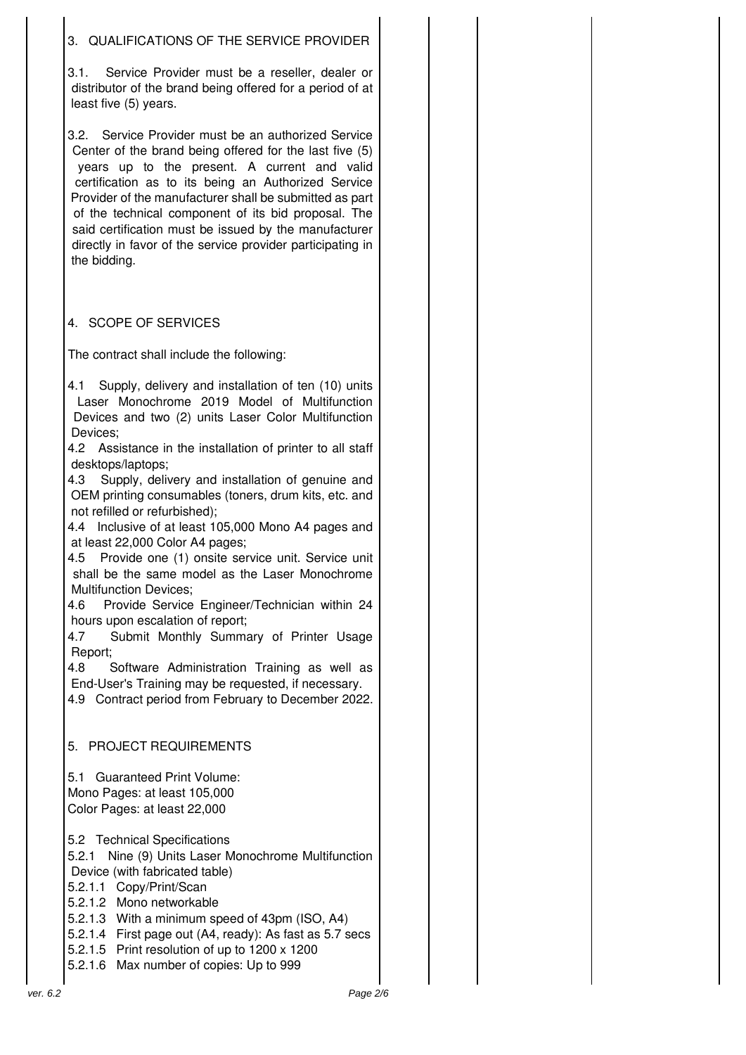## 3. QUALIFICATIONS OF THE SERVICE PROVIDER

3.1. Service Provider must be a reseller, dealer or distributor of the brand being offered for a period of at least five (5) years.

3.2. Service Provider must be an authorized Service Center of the brand being offered for the last five (5) years up to the present. A current and valid certification as to its being an Authorized Service Provider of the manufacturer shall be submitted as part of the technical component of its bid proposal. The said certification must be issued by the manufacturer directly in favor of the service provider participating in the bidding.

## 4. SCOPE OF SERVICES

The contract shall include the following:

4.1 Supply, delivery and installation of ten (10) units Laser Monochrome 2019 Model of Multifunction Devices and two (2) units Laser Color Multifunction Devices;
4.2 Assistance in the installation of printer to all staff desktops/laptops;
4.3 Supply, delivery and installation of genuine and OEM printing consumables (toners, drum kits, etc. and not refilled or refurbished);
4.4 Inclusive of at least 105,000 Mono A4 pages and at least 22,000 Color A4 pages;
4.5 Provide one (1) onsite service unit. Service unit shall be the same model as the Laser Monochrome Multifunction Devices;
4.6 Provide Service Engineer/Technician within 24 hours upon escalation of report;
4.7 Submit Monthly Summary of Printer Usage Report;
4.8 Software Administration Training as well as End-User's Training may be requested, if necessary.
4.9 Contract period from February to December 2022.

## 5. PROJECT REQUIREMENTS

5.1 Guaranteed Print Volume:
Mono Pages: at least 105,000
Color Pages: at least 22,000

5.2 Technical Specifications
5.2.1 Nine (9) Units Laser Monochrome Multifunction Device (with fabricated table)
5.2.1.1 Copy/Print/Scan
5.2.1.2 Mono networkable
5.2.1.3 With a minimum speed of 43pm (ISO, A4)
5.2.1.4 First page out (A4, ready): As fast as 5.7 secs
5.2.1.5 Print resolution of up to 1200 x 1200
5.2.1.6 Max number of copies: Up to 999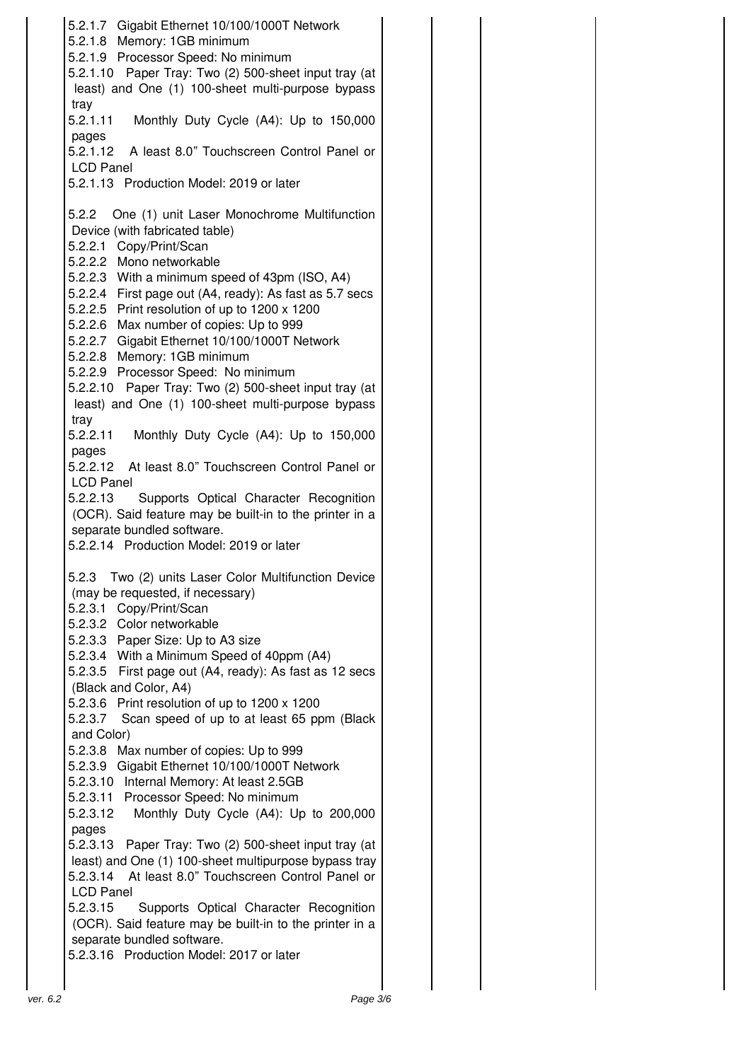| | | | | |
|---|---|---|---|---|
| 5.2.1.7 Gigabit Ethernet 10/100/1000T Network<br>5.2.1.8 Memory: 1GB minimum<br>5.2.1.9 Processor Speed: No minimum<br>5.2.1.10 Paper Tray: Two (2) 500-sheet input tray (at least) and One (1) 100-sheet multi-purpose bypass tray<br>5.2.1.11 Monthly Duty Cycle (A4): Up to 150,000 pages<br>5.2.1.12 A least 8.0" Touchscreen Control Panel or LCD Panel<br>5.2.1.13 Production Model: 2019 or later<br><br>5.2.2 One (1) unit Laser Monochrome Multifunction Device (with fabricated table)<br>5.2.2.1 Copy/Print/Scan<br>5.2.2.2 Mono networkable<br>5.2.2.3 With a minimum speed of 43pm (ISO, A4)<br>5.2.2.4 First page out (A4, ready): As fast as 5.7 secs<br>5.2.2.5 Print resolution of up to 1200 x 1200<br>5.2.2.6 Max number of copies: Up to 999<br>5.2.2.7 Gigabit Ethernet 10/100/1000T Network<br>5.2.2.8 Memory: 1GB minimum<br>5.2.2.9 Processor Speed: No minimum<br>5.2.2.10 Paper Tray: Two (2) 500-sheet input tray (at least) and One (1) 100-sheet multi-purpose bypass tray<br>5.2.2.11 Monthly Duty Cycle (A4): Up to 150,000 pages<br>5.2.2.12 At least 8.0" Touchscreen Control Panel or LCD Panel<br>5.2.2.13 Supports Optical Character Recognition (OCR). Said feature may be built-in to the printer in a separate bundled software.<br>5.2.2.14 Production Model: 2019 or later<br><br>5.2.3 Two (2) units Laser Color Multifunction Device (may be requested, if necessary)<br>5.2.3.1 Copy/Print/Scan<br>5.2.3.2 Color networkable<br>5.2.3.3 Paper Size: Up to A3 size<br>5.2.3.4 With a Minimum Speed of 40ppm (A4)<br>5.2.3.5 First page out (A4, ready): As fast as 12 secs (Black and Color, A4)<br>5.2.3.6 Print resolution of up to 1200 x 1200<br>5.2.3.7 Scan speed of up to at least 65 ppm (Black and Color)<br>5.2.3.8 Max number of copies: Up to 999<br>5.2.3.9 Gigabit Ethernet 10/100/1000T Network<br>5.2.3.10 Internal Memory: At least 2.5GB<br>5.2.3.11 Processor Speed: No minimum<br>5.2.3.12 Monthly Duty Cycle (A4): Up to 200,000 pages<br>5.2.3.13 Paper Tray: Two (2) 500-sheet input tray (at least) and One (1) 100-sheet multipurpose bypass tray<br>5.2.3.14 At least 8.0" Touchscreen Control Panel or LCD Panel<br>5.2.3.15 Supports Optical Character Recognition (OCR). Said feature may be built-in to the printer in a separate bundled software.<br>5.2.3.16 Production Model: 2017 or later | | | | |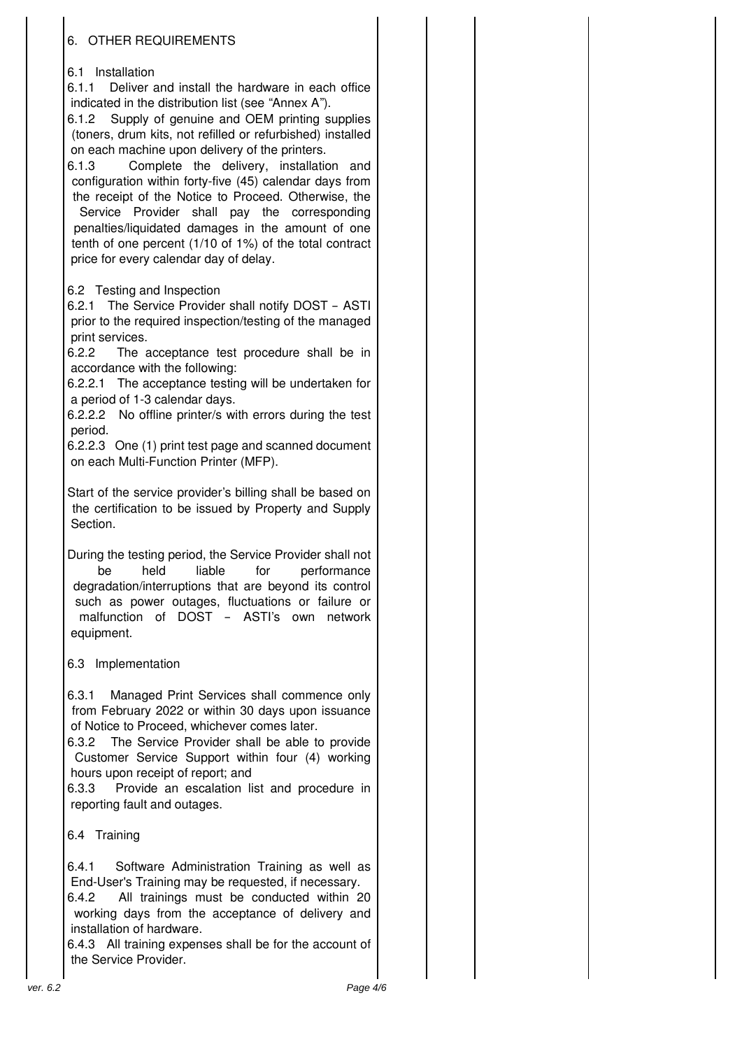## 6. OTHER REQUIREMENTS

### 6.1 Installation

6.1.1 Deliver and install the hardware in each office indicated in the distribution list (see "Annex A").

6.1.2 Supply of genuine and OEM printing supplies (toners, drum kits, not refilled or refurbished) installed on each machine upon delivery of the printers.

6.1.3 Complete the delivery, installation and configuration within forty-five (45) calendar days from the receipt of the Notice to Proceed. Otherwise, the Service Provider shall pay the corresponding penalties/liquidated damages in the amount of one tenth of one percent (1/10 of 1%) of the total contract price for every calendar day of delay.

### 6.2 Testing and Inspection

6.2.1 The Service Provider shall notify DOST – ASTI prior to the required inspection/testing of the managed print services.

6.2.2 The acceptance test procedure shall be in accordance with the following:

6.2.2.1 The acceptance testing will be undertaken for a period of 1-3 calendar days.

6.2.2.2 No offline printer/s with errors during the test period.

6.2.2.3 One (1) print test page and scanned document on each Multi-Function Printer (MFP).

Start of the service provider's billing shall be based on the certification to be issued by Property and Supply Section.

During the testing period, the Service Provider shall not be held liable for performance degradation/interruptions that are beyond its control such as power outages, fluctuations or failure or malfunction of DOST – ASTI's own network equipment.

### 6.3 Implementation

6.3.1 Managed Print Services shall commence only from February 2022 or within 30 days upon issuance of Notice to Proceed, whichever comes later.

6.3.2 The Service Provider shall be able to provide Customer Service Support within four (4) working hours upon receipt of report; and

6.3.3 Provide an escalation list and procedure in reporting fault and outages.

### 6.4 Training

6.4.1 Software Administration Training as well as End-User's Training may be requested, if necessary.

6.4.2 All trainings must be conducted within 20 working days from the acceptance of delivery and installation of hardware.

6.4.3 All training expenses shall be for the account of the Service Provider.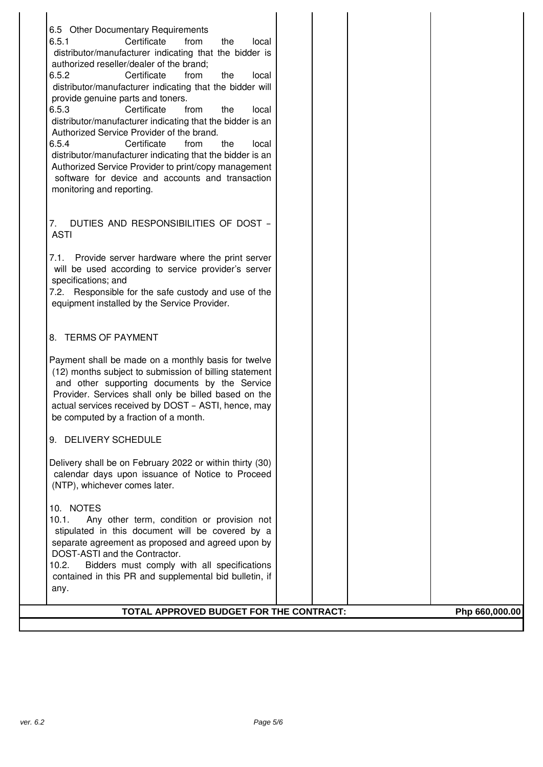6.5 Other Documentary Requirements

6.5.1 Certificate from the local distributor/manufacturer indicating that the bidder is authorized reseller/dealer of the brand;

6.5.2 Certificate from the local distributor/manufacturer indicating that the bidder will provide genuine parts and toners.

6.5.3 Certificate from the local distributor/manufacturer indicating that the bidder is an Authorized Service Provider of the brand.

6.5.4 Certificate from the local distributor/manufacturer indicating that the bidder is an Authorized Service Provider to print/copy management software for device and accounts and transaction monitoring and reporting.

7. DUTIES AND RESPONSIBILITIES OF DOST – ASTI

7.1. Provide server hardware where the print server will be used according to service provider's server specifications; and

7.2. Responsible for the safe custody and use of the equipment installed by the Service Provider.

8. TERMS OF PAYMENT

Payment shall be made on a monthly basis for twelve (12) months subject to submission of billing statement and other supporting documents by the Service Provider. Services shall only be billed based on the actual services received by DOST – ASTI, hence, may be computed by a fraction of a month.

9. DELIVERY SCHEDULE

Delivery shall be on February 2022 or within thirty (30) calendar days upon issuance of Notice to Proceed (NTP), whichever comes later.

10. NOTES

10.1. Any other term, condition or provision not stipulated in this document will be covered by a separate agreement as proposed and agreed upon by DOST-ASTI and the Contractor.

10.2. Bidders must comply with all specifications contained in this PR and supplemental bid bulletin, if any.

| **TOTAL APPROVED BUDGET FOR THE CONTRACT:** | **Php 660,000.00** |
|---|---|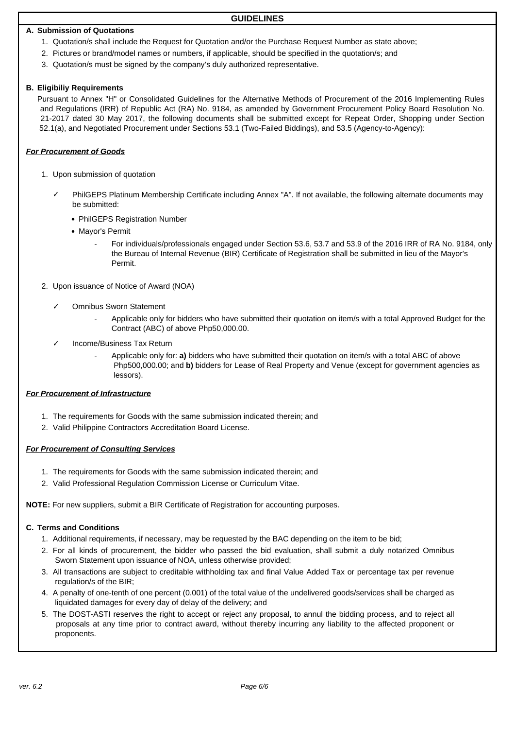## GUIDELINES

### A. Submission of Quotations

1. Quotation/s shall include the Request for Quotation and/or the Purchase Request Number as state above;
2. Pictures or brand/model names or numbers, if applicable, should be specified in the quotation/s; and
3. Quotation/s must be signed by the company's duly authorized representative.

### B. Eligibiliy Requirements

Pursuant to Annex "H" or Consolidated Guidelines for the Alternative Methods of Procurement of the 2016 Implementing Rules and Regulations (IRR) of Republic Act (RA) No. 9184, as amended by Government Procurement Policy Board Resolution No. 21-2017 dated 30 May 2017, the following documents shall be submitted except for Repeat Order, Shopping under Section 52.1(a), and Negotiated Procurement under Sections 53.1 (Two-Failed Biddings), and 53.5 (Agency-to-Agency):

***For Procurement of Goods***

1. Upon submission of quotation
   - ✓ PhilGEPS Platinum Membership Certificate including Annex "A". If not available, the following alternate documents may be submitted:
     - PhilGEPS Registration Number
     - Mayor's Permit
       - For individuals/professionals engaged under Section 53.6, 53.7 and 53.9 of the 2016 IRR of RA No. 9184, only the Bureau of Internal Revenue (BIR) Certificate of Registration shall be submitted in lieu of the Mayor's Permit.
2. Upon issuance of Notice of Award (NOA)
   - ✓ Omnibus Sworn Statement
     - Applicable only for bidders who have submitted their quotation on item/s with a total Approved Budget for the Contract (ABC) of above Php50,000.00.
   - ✓ Income/Business Tax Return
     - Applicable only for: **a)** bidders who have submitted their quotation on item/s with a total ABC of above Php500,000.00; and **b)** bidders for Lease of Real Property and Venue (except for government agencies as lessors).

***For Procurement of Infrastructure***

1. The requirements for Goods with the same submission indicated therein; and
2. Valid Philippine Contractors Accreditation Board License.

***For Procurement of Consulting Services***

1. The requirements for Goods with the same submission indicated therein; and
2. Valid Professional Regulation Commission License or Curriculum Vitae.

**NOTE:** For new suppliers, submit a BIR Certificate of Registration for accounting purposes.

### C. Terms and Conditions

1. Additional requirements, if necessary, may be requested by the BAC depending on the item to be bid;
2. For all kinds of procurement, the bidder who passed the bid evaluation, shall submit a duly notarized Omnibus Sworn Statement upon issuance of NOA, unless otherwise provided;
3. All transactions are subject to creditable withholding tax and final Value Added Tax or percentage tax per revenue regulation/s of the BIR;
4. A penalty of one-tenth of one percent (0.001) of the total value of the undelivered goods/services shall be charged as liquidated damages for every day of delay of the delivery; and
5. The DOST-ASTI reserves the right to accept or reject any proposal, to annul the bidding process, and to reject all proposals at any time prior to contract award, without thereby incurring any liability to the affected proponent or proponents.

*ver. 6.2*